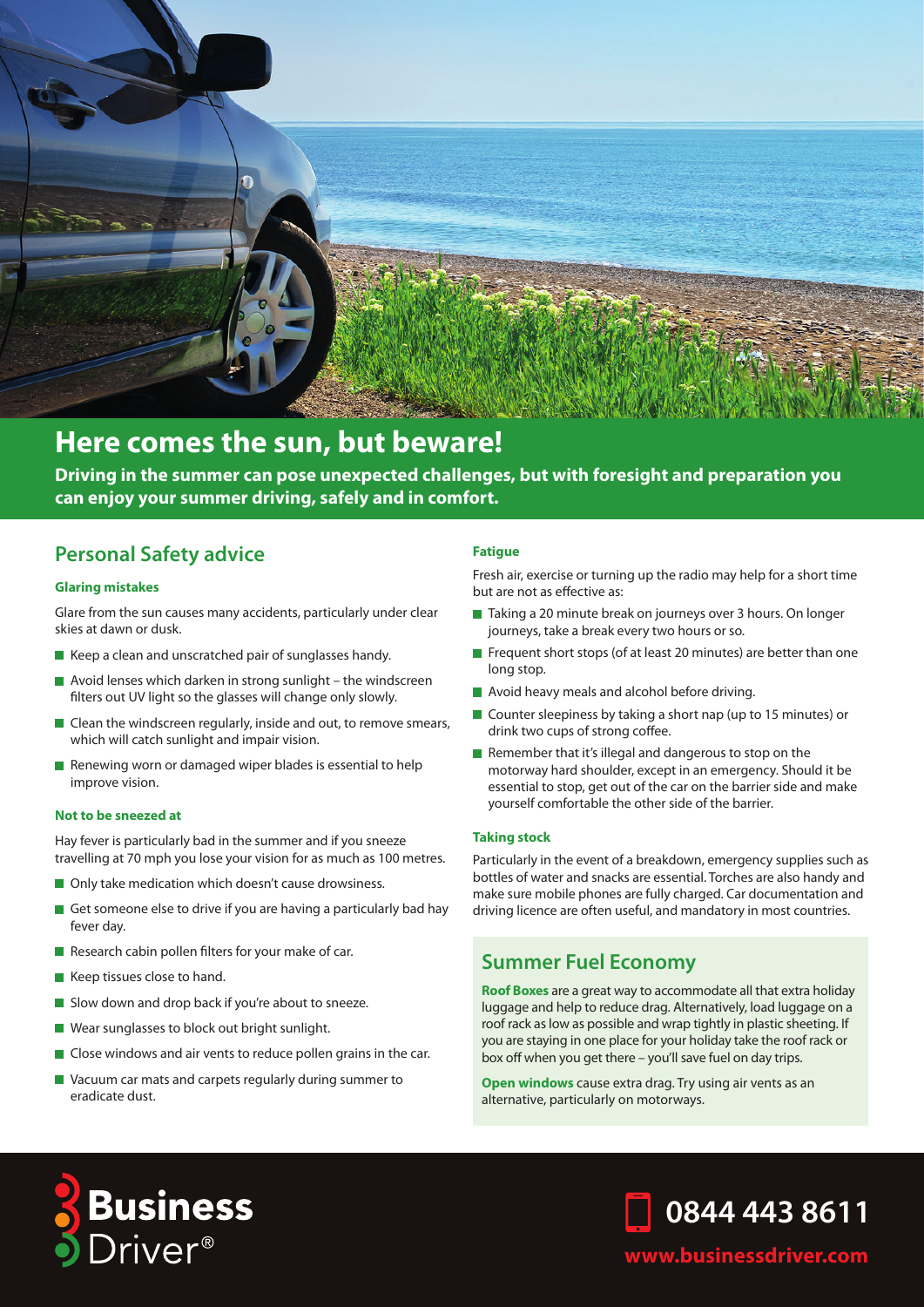# Here comes the sun, but beware!

**Driving in the summer can pose unexpected challenges, but with foresight and preparation you can enjoy your summer driving, safely and in comfort.**

## Personal Safety advice

### Glaring mistakes

Glare from the sun causes many accidents, particularly under clear skies at dawn or dusk.

- Keep a clean and unscratched pair of sunglasses handy.
- Avoid lenses which darken in strong sunlight – the windscreen filters out UV light so the glasses will change only slowly.
- Clean the windscreen regularly, inside and out, to remove smears, which will catch sunlight and impair vision.
- Renewing worn or damaged wiper blades is essential to help improve vision.

### Not to be sneezed at

Hay fever is particularly bad in the summer and if you sneeze travelling at 70 mph you lose your vision for as much as 100 metres.

- Only take medication which doesn't cause drowsiness.
- Get someone else to drive if you are having a particularly bad hay fever day.
- Research cabin pollen filters for your make of car.
- Keep tissues close to hand.
- Slow down and drop back if you're about to sneeze.
- Wear sunglasses to block out bright sunlight.
- Close windows and air vents to reduce pollen grains in the car.
- Vacuum car mats and carpets regularly during summer to eradicate dust.

### Fatigue

Fresh air, exercise or turning up the radio may help for a short time but are not as effective as:

- Taking a 20 minute break on journeys over 3 hours. On longer journeys, take a break every two hours or so.
- Frequent short stops (of at least 20 minutes) are better than one long stop.
- Avoid heavy meals and alcohol before driving.
- Counter sleepiness by taking a short nap (up to 15 minutes) or drink two cups of strong coffee.
- Remember that it's illegal and dangerous to stop on the motorway hard shoulder, except in an emergency. Should it be essential to stop, get out of the car on the barrier side and make yourself comfortable the other side of the barrier.

### Taking stock

Particularly in the event of a breakdown, emergency supplies such as bottles of water and snacks are essential. Torches are also handy and make sure mobile phones are fully charged. Car documentation and driving licence are often useful, and mandatory in most countries.

## Summer Fuel Economy

**Roof Boxes** are a great way to accommodate all that extra holiday luggage and help to reduce drag. Alternatively, load luggage on a roof rack as low as possible and wrap tightly in plastic sheeting. If you are staying in one place for your holiday take the roof rack or box off when you get there – you'll save fuel on day trips.

**Open windows** cause extra drag. Try using air vents as an alternative, particularly on motorways.

Business Driver®

0844 443 8611

www.businessdriver.com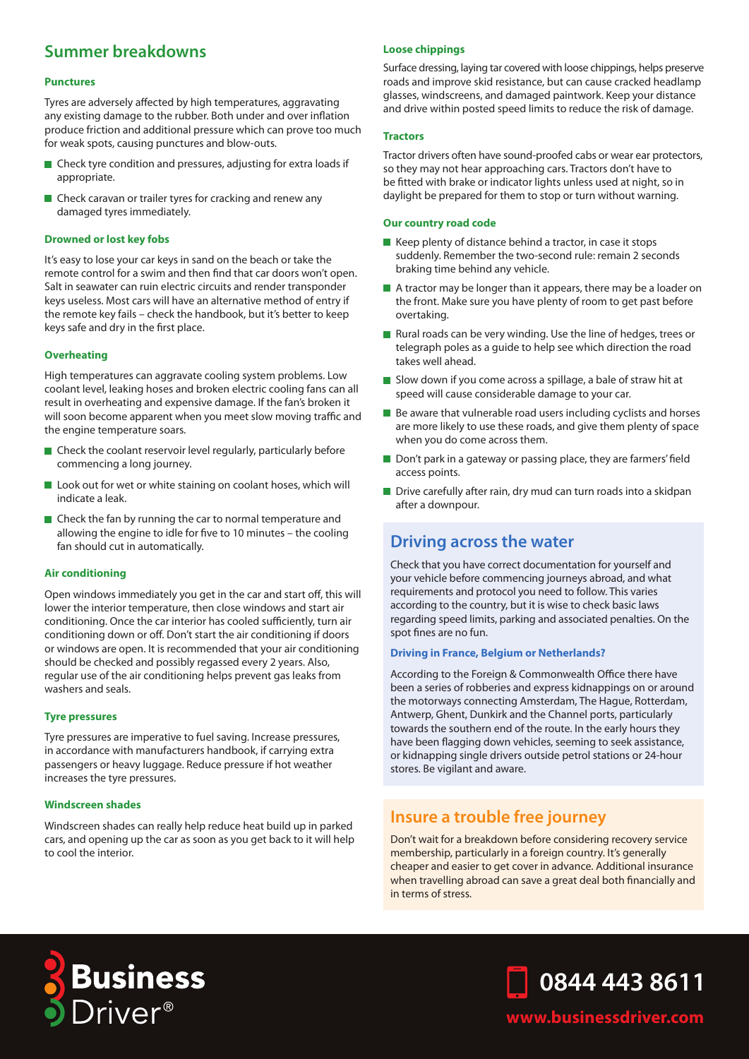## Summer breakdowns

### Punctures

Tyres are adversely affected by high temperatures, aggravating any existing damage to the rubber. Both under and over inflation produce friction and additional pressure which can prove too much for weak spots, causing punctures and blow-outs.

- Check tyre condition and pressures, adjusting for extra loads if appropriate.
- Check caravan or trailer tyres for cracking and renew any damaged tyres immediately.

### Drowned or lost key fobs

It's easy to lose your car keys in sand on the beach or take the remote control for a swim and then find that car doors won't open. Salt in seawater can ruin electric circuits and render transponder keys useless. Most cars will have an alternative method of entry if the remote key fails – check the handbook, but it's better to keep keys safe and dry in the first place.

### Overheating

High temperatures can aggravate cooling system problems. Low coolant level, leaking hoses and broken electric cooling fans can all result in overheating and expensive damage. If the fan's broken it will soon become apparent when you meet slow moving traffic and the engine temperature soars.

- Check the coolant reservoir level regularly, particularly before commencing a long journey.
- Look out for wet or white staining on coolant hoses, which will indicate a leak.
- Check the fan by running the car to normal temperature and allowing the engine to idle for five to 10 minutes – the cooling fan should cut in automatically.

### Air conditioning

Open windows immediately you get in the car and start off, this will lower the interior temperature, then close windows and start air conditioning. Once the car interior has cooled sufficiently, turn air conditioning down or off. Don't start the air conditioning if doors or windows are open. It is recommended that your air conditioning should be checked and possibly regassed every 2 years. Also, regular use of the air conditioning helps prevent gas leaks from washers and seals.

### Tyre pressures

Tyre pressures are imperative to fuel saving. Increase pressures, in accordance with manufacturers handbook, if carrying extra passengers or heavy luggage. Reduce pressure if hot weather increases the tyre pressures.

### Windscreen shades

Windscreen shades can really help reduce heat build up in parked cars, and opening up the car as soon as you get back to it will help to cool the interior.

### Loose chippings

Surface dressing, laying tar covered with loose chippings, helps preserve roads and improve skid resistance, but can cause cracked headlamp glasses, windscreens, and damaged paintwork. Keep your distance and drive within posted speed limits to reduce the risk of damage.

### Tractors

Tractor drivers often have sound-proofed cabs or wear ear protectors, so they may not hear approaching cars. Tractors don't have to be fitted with brake or indicator lights unless used at night, so in daylight be prepared for them to stop or turn without warning.

### Our country road code

- Keep plenty of distance behind a tractor, in case it stops suddenly. Remember the two-second rule: remain 2 seconds braking time behind any vehicle.
- A tractor may be longer than it appears, there may be a loader on the front. Make sure you have plenty of room to get past before overtaking.
- Rural roads can be very winding. Use the line of hedges, trees or telegraph poles as a guide to help see which direction the road takes well ahead.
- Slow down if you come across a spillage, a bale of straw hit at speed will cause considerable damage to your car.
- Be aware that vulnerable road users including cyclists and horses are more likely to use these roads, and give them plenty of space when you do come across them.
- Don't park in a gateway or passing place, they are farmers' field access points.
- Drive carefully after rain, dry mud can turn roads into a skidpan after a downpour.

## Driving across the water

Check that you have correct documentation for yourself and your vehicle before commencing journeys abroad, and what requirements and protocol you need to follow. This varies according to the country, but it is wise to check basic laws regarding speed limits, parking and associated penalties. On the spot fines are no fun.

### Driving in France, Belgium or Netherlands?

According to the Foreign & Commonwealth Office there have been a series of robberies and express kidnappings on or around the motorways connecting Amsterdam, The Hague, Rotterdam, Antwerp, Ghent, Dunkirk and the Channel ports, particularly towards the southern end of the route. In the early hours they have been flagging down vehicles, seeming to seek assistance, or kidnapping single drivers outside petrol stations or 24-hour stores. Be vigilant and aware.

## Insure a trouble free journey

Don't wait for a breakdown before considering recovery service membership, particularly in a foreign country. It's generally cheaper and easier to get cover in advance. Additional insurance when travelling abroad can save a great deal both financially and in terms of stress.

**Business Driver®**

0844 443 8611

www.businessdriver.com